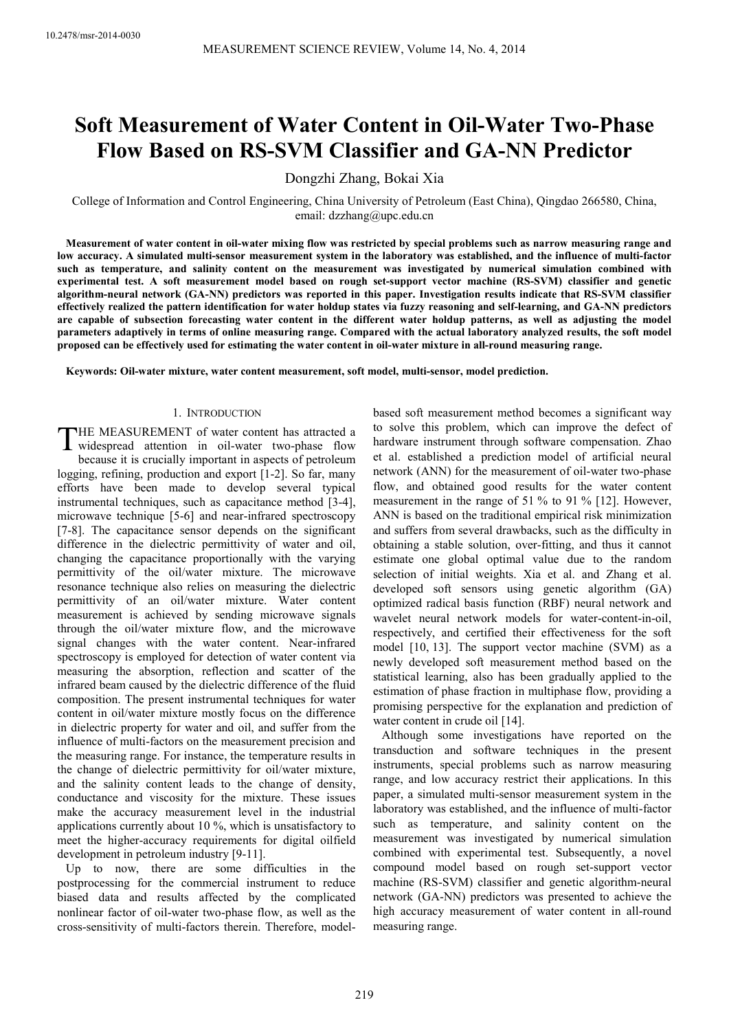10.2478/msr-2014-0030

# Soft Measurement of Water Content in Oil-Water Two-Phase Flow Based on RS-SVM Classifier and GA-NN Predictor

Dongzhi Zhang, Bokai Xia

College of Information and Control Engineering, China University of Petroleum (East China), Qingdao 266580, China, email: dzzhang@upc.edu.cn

**Measurement of water content in oil-water mixing flow was restricted by special problems such as narrow measuring range and low accuracy. A simulated multi-sensor measurement system in the laboratory was established, and the influence of multi-factor such as temperature, and salinity content on the measurement was investigated by numerical simulation combined with experimental test. A soft measurement model based on rough set-support vector machine (RS-SVM) classifier and genetic algorithm-neural network (GA-NN) predictors was reported in this paper. Investigation results indicate that RS-SVM classifier effectively realized the pattern identification for water holdup states via fuzzy reasoning and self-learning, and GA-NN predictors are capable of subsection forecasting water content in the different water holdup patterns, as well as adjusting the model parameters adaptively in terms of online measuring range. Compared with the actual laboratory analyzed results, the soft model proposed can be effectively used for estimating the water content in oil-water mixture in all-round measuring range.**

**Keywords: Oil-water mixture, water content measurement, soft model, multi-sensor, model prediction.**

## 1. Introduction

The measurement of water content has attracted a widespread attention in oil-water two-phase flow because it is crucially important in aspects of petroleum logging, refining, production and export [1-2]. So far, many efforts have been made to develop several typical instrumental techniques, such as capacitance method [3-4], microwave technique [5-6] and near-infrared spectroscopy [7-8]. The capacitance sensor depends on the significant difference in the dielectric permittivity of water and oil, changing the capacitance proportionally with the varying permittivity of the oil/water mixture. The microwave resonance technique also relies on measuring the dielectric permittivity of an oil/water mixture. Water content measurement is achieved by sending microwave signals through the oil/water mixture flow, and the microwave signal changes with the water content. Near-infrared spectroscopy is employed for detection of water content via measuring the absorption, reflection and scatter of the infrared beam caused by the dielectric difference of the fluid composition. The present instrumental techniques for water content in oil/water mixture mostly focus on the difference in dielectric property for water and oil, and suffer from the influence of multi-factors on the measurement precision and the measuring range. For instance, the temperature results in the change of dielectric permittivity for oil/water mixture, and the salinity content leads to the change of density, conductance and viscosity for the mixture. These issues make the accuracy measurement level in the industrial applications currently about 10 %, which is unsatisfactory to meet the higher-accuracy requirements for digital oilfield development in petroleum industry [9-11].

Up to now, there are some difficulties in the postprocessing for the commercial instrument to reduce biased data and results affected by the complicated nonlinear factor of oil-water two-phase flow, as well as the cross-sensitivity of multi-factors therein. Therefore, model-based soft measurement method becomes a significant way to solve this problem, which can improve the defect of hardware instrument through software compensation. Zhao et al. established a prediction model of artificial neural network (ANN) for the measurement of oil-water two-phase flow, and obtained good results for the water content measurement in the range of 51 % to 91 % [12]. However, ANN is based on the traditional empirical risk minimization and suffers from several drawbacks, such as the difficulty in obtaining a stable solution, over-fitting, and thus it cannot estimate one global optimal value due to the random selection of initial weights. Xia et al. and Zhang et al. developed soft sensors using genetic algorithm (GA) optimized radical basis function (RBF) neural network and wavelet neural network models for water-content-in-oil, respectively, and certified their effectiveness for the soft model [10, 13]. The support vector machine (SVM) as a newly developed soft measurement method based on the statistical learning, also has been gradually applied to the estimation of phase fraction in multiphase flow, providing a promising perspective for the explanation and prediction of water content in crude oil [14].

Although some investigations have reported on the transduction and software techniques in the present instruments, special problems such as narrow measuring range, and low accuracy restrict their applications. In this paper, a simulated multi-sensor measurement system in the laboratory was established, and the influence of multi-factor such as temperature, and salinity content on the measurement was investigated by numerical simulation combined with experimental test. Subsequently, a novel compound model based on rough set-support vector machine (RS-SVM) classifier and genetic algorithm-neural network (GA-NN) predictors was presented to achieve the high accuracy measurement of water content in all-round measuring range.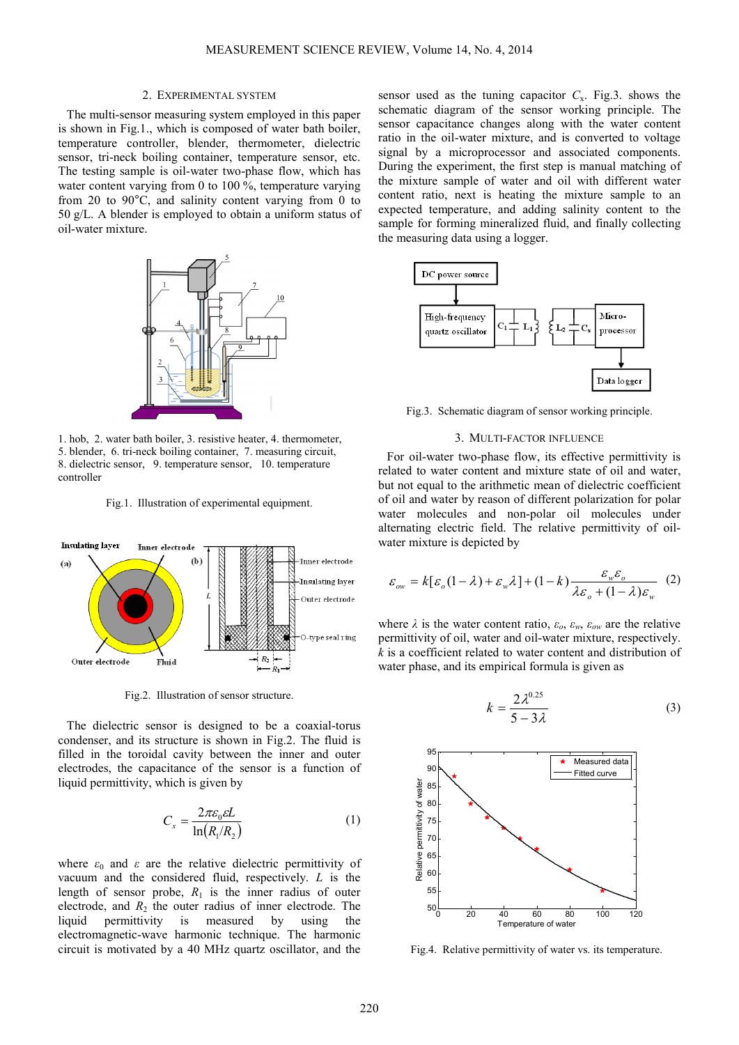## 2. EXPERIMENTAL SYSTEM

The multi-sensor measuring system employed in this paper is shown in Fig.1., which is composed of water bath boiler, temperature controller, blender, thermometer, dielectric sensor, tri-neck boiling container, temperature sensor, etc. The testing sample is oil-water two-phase flow, which has water content varying from 0 to 100 %, temperature varying from 20 to 90°C, and salinity content varying from 0 to 50 g/L. A blender is employed to obtain a uniform status of oil-water mixture.

1. hob, 2. water bath boiler, 3. resistive heater, 4. thermometer, 5. blender, 6. tri-neck boiling container, 7. measuring circuit, 8. dielectric sensor, 9. temperature sensor, 10. temperature controller

Fig.1. Illustration of experimental equipment.

Fig.2. Illustration of sensor structure.

The dielectric sensor is designed to be a coaxial-torus condenser, and its structure is shown in Fig.2. The fluid is filled in the toroidal cavity between the inner and outer electrodes, the capacitance of the sensor is a function of liquid permittivity, which is given by

$$C_x = \frac{2\pi\varepsilon_0\varepsilon L}{\ln(R_1/R_2)} \tag{1}$$

where $\varepsilon_0$ and $\varepsilon$ are the relative dielectric permittivity of vacuum and the considered fluid, respectively. $L$ is the length of sensor probe, $R_1$ is the inner radius of outer electrode, and $R_2$ the outer radius of inner electrode. The liquid permittivity is measured by using the electromagnetic-wave harmonic technique. The harmonic circuit is motivated by a 40 MHz quartz oscillator, and the sensor used as the tuning capacitor $C_x$. Fig.3. shows the schematic diagram of the sensor working principle. The sensor capacitance changes along with the water content ratio in the oil-water mixture, and is converted to voltage signal by a microprocessor and associated components. During the experiment, the first step is manual matching of the mixture sample of water and oil with different water content ratio, next is heating the mixture sample to an expected temperature, and adding salinity content to the sample for forming mineralized fluid, and finally collecting the measuring data using a logger.

Fig.3. Schematic diagram of sensor working principle.

## 3. MULTI-FACTOR INFLUENCE

For oil-water two-phase flow, its effective permittivity is related to water content and mixture state of oil and water, but not equal to the arithmetic mean of dielectric coefficient of oil and water by reason of different polarization for polar water molecules and non-polar oil molecules under alternating electric field. The relative permittivity of oil-water mixture is depicted by

$$\varepsilon_{ow} = k[\varepsilon_o(1-\lambda) + \varepsilon_w\lambda] + (1-k)\frac{\varepsilon_w\varepsilon_o}{\lambda\varepsilon_o + (1-\lambda)\varepsilon_w} \tag{2}$$

where $\lambda$ is the water content ratio, $\varepsilon_o$, $\varepsilon_w$, $\varepsilon_{ow}$ are the relative permittivity of oil, water and oil-water mixture, respectively. $k$ is a coefficient related to water content and distribution of water phase, and its empirical formula is given as

$$k = \frac{2\lambda^{0.25}}{5-3\lambda} \tag{3}$$

Fig.4. Relative permittivity of water vs. its temperature.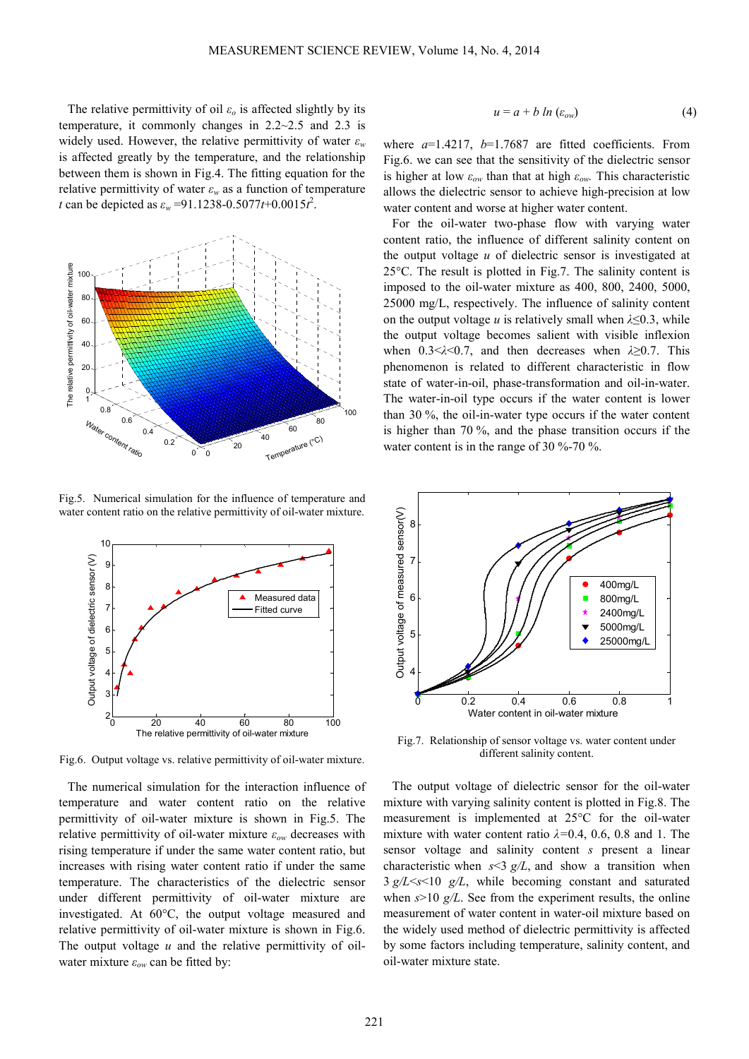The relative permittivity of oil $\varepsilon_o$ is affected slightly by its temperature, it commonly changes in 2.2~2.5 and 2.3 is widely used. However, the relative permittivity of water $\varepsilon_w$ is affected greatly by the temperature, and the relationship between them is shown in Fig.4. The fitting equation for the relative permittivity of water $\varepsilon_w$ as a function of temperature $t$ can be depicted as $\varepsilon_w = 91.1238 - 0.5077t + 0.0015t^2$.

Fig.5. Numerical simulation for the influence of temperature and water content ratio on the relative permittivity of oil-water mixture.

Fig.6. Output voltage vs. relative permittivity of oil-water mixture.

The numerical simulation for the interaction influence of temperature and water content ratio on the relative permittivity of oil-water mixture is shown in Fig.5. The relative permittivity of oil-water mixture $\varepsilon_{ow}$ decreases with rising temperature if under the same water content ratio, but increases with rising water content ratio if under the same temperature. The characteristics of the dielectric sensor under different permittivity of oil-water mixture are investigated. At 60°C, the output voltage measured and relative permittivity of oil-water mixture is shown in Fig.6. The output voltage $u$ and the relative permittivity of oil-water mixture $\varepsilon_{ow}$ can be fitted by:

$$u = a + b\ln(\varepsilon_{ow}) \tag{4}$$

where $a$=1.4217, $b$=1.7687 are fitted coefficients. From Fig.6. we can see that the sensitivity of the dielectric sensor is higher at low $\varepsilon_{ow}$ than that at high $\varepsilon_{ow}$. This characteristic allows the dielectric sensor to achieve high-precision at low water content and worse at higher water content.

For the oil-water two-phase flow with varying water content ratio, the influence of different salinity content on the output voltage $u$ of dielectric sensor is investigated at 25°C. The result is plotted in Fig.7. The salinity content is imposed to the oil-water mixture as 400, 800, 2400, 5000, 25000 mg/L, respectively. The influence of salinity content on the output voltage $u$ is relatively small when $\lambda \leq 0.3$, while the output voltage becomes salient with visible inflexion when $0.3 < \lambda < 0.7$, and then decreases when $\lambda \geq 0.7$. This phenomenon is related to different characteristic in flow state of water-in-oil, phase-transformation and oil-in-water. The water-in-oil type occurs if the water content is lower than 30 %, the oil-in-water type occurs if the water content is higher than 70 %, and the phase transition occurs if the water content is in the range of 30 %-70 %.

Fig.7. Relationship of sensor voltage vs. water content under different salinity content.

The output voltage of dielectric sensor for the oil-water mixture with varying salinity content is plotted in Fig.8. The measurement is implemented at 25°C for the oil-water mixture with water content ratio $\lambda$=0.4, 0.6, 0.8 and 1. The sensor voltage and salinity content $s$ present a linear characteristic when $s$<3 $g/L$, and show a transition when 3 $g/L$<$s$<10 $g/L$, while becoming constant and saturated when $s$>10 $g/L$. See from the experiment results, the online measurement of water content in water-oil mixture based on the widely used method of dielectric permittivity is affected by some factors including temperature, salinity content, and oil-water mixture state.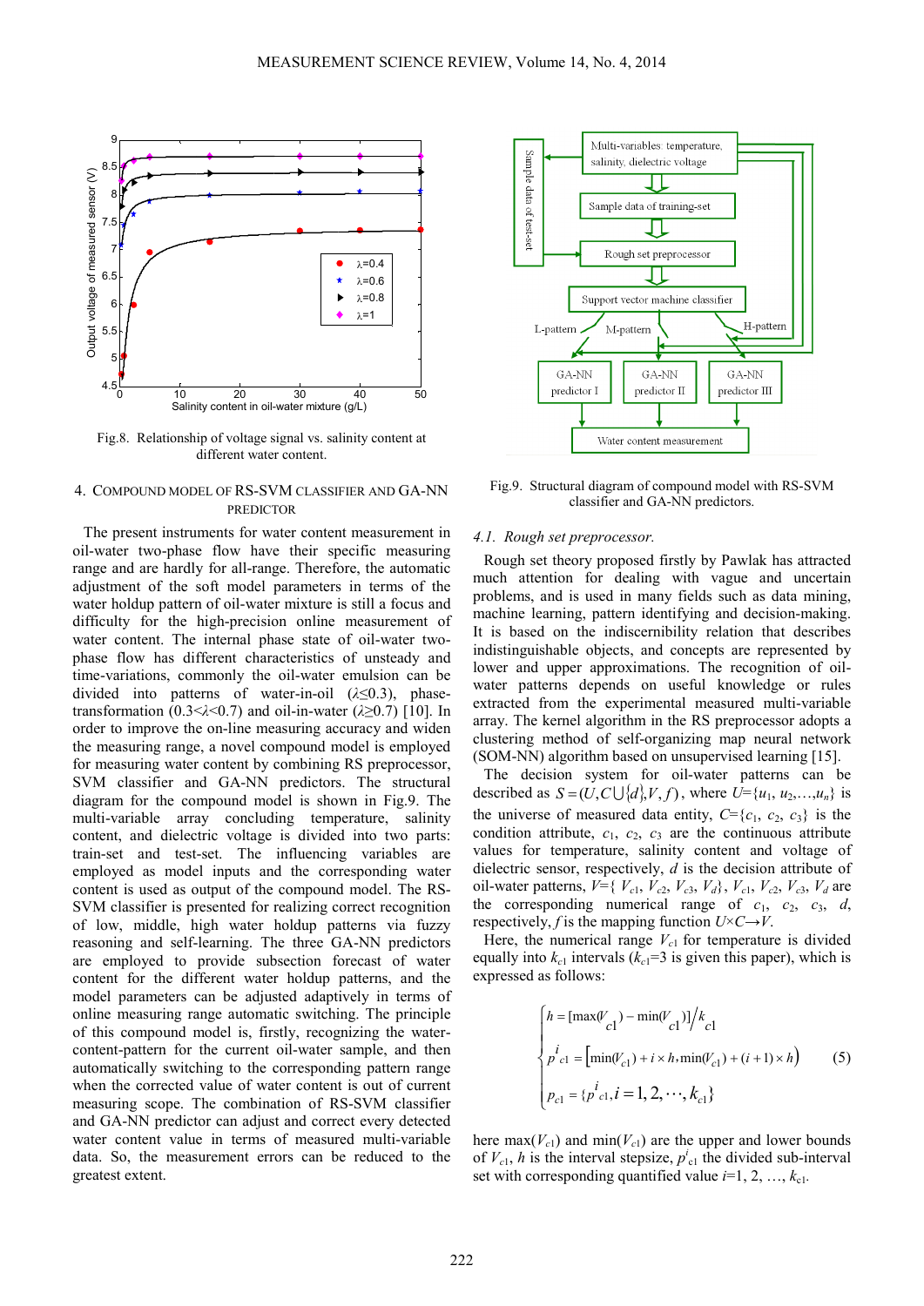Fig.8. Relationship of voltage signal vs. salinity content at different water content.

Fig.9. Structural diagram of compound model with RS-SVM classifier and GA-NN predictors.

## 4. Compound model of RS-SVM classifier and GA-NN predictor

The present instruments for water content measurement in oil-water two-phase flow have their specific measuring range and are hardly for all-range. Therefore, the automatic adjustment of the soft model parameters in terms of the water holdup pattern of oil-water mixture is still a focus and difficulty for the high-precision online measurement of water content. The internal phase state of oil-water two-phase flow has different characteristics of unsteady and time-variations, commonly the oil-water emulsion can be divided into patterns of water-in-oil ($\lambda \leq 0.3$), phase-transformation ($0.3<\lambda<0.7$) and oil-in-water ($\lambda \geq 0.7$) [10]. In order to improve the on-line measuring accuracy and widen the measuring range, a novel compound model is employed for measuring water content by combining RS preprocessor, SVM classifier and GA-NN predictors. The structural diagram for the compound model is shown in Fig.9. The multi-variable array concluding temperature, salinity content, and dielectric voltage is divided into two parts: train-set and test-set. The influencing variables are employed as model inputs and the corresponding water content is used as output of the compound model. The RS-SVM classifier is presented for realizing correct recognition of low, middle, high water holdup patterns via fuzzy reasoning and self-learning. The three GA-NN predictors are employed to provide subsection forecast of water content for the different water holdup patterns, and the model parameters can be adjusted adaptively in terms of online measuring range automatic switching. The principle of this compound model is, firstly, recognizing the water-content-pattern for the current oil-water sample, and then automatically switching to the corresponding pattern range when the corrected value of water content is out of current measuring scope. The combination of RS-SVM classifier and GA-NN predictor can adjust and correct every detected water content value in terms of measured multi-variable data. So, the measurement errors can be reduced to the greatest extent.

### 4.1. *Rough set preprocessor.*

Rough set theory proposed firstly by Pawlak has attracted much attention for dealing with vague and uncertain problems, and is used in many fields such as data mining, machine learning, pattern identifying and decision-making. It is based on the indiscernibility relation that describes indistinguishable objects, and concepts are represented by lower and upper approximations. The recognition of oil-water patterns depends on useful knowledge or rules extracted from the experimental measured multi-variable array. The kernel algorithm in the RS preprocessor adopts a clustering method of self-organizing map neural network (SOM-NN) algorithm based on unsupervised learning [15].

The decision system for oil-water patterns can be described as $S=(U, C \bigcup \{d\}, V, f)$, where $U=\{u_1, u_2, \ldots, u_n\}$ is the universe of measured data entity, $C=\{c_1, c_2, c_3\}$ is the condition attribute, $c_1$, $c_2$, $c_3$ are the continuous attribute values for temperature, salinity content and voltage of dielectric sensor, respectively, $d$ is the decision attribute of oil-water patterns, $V=\{V_{c1}, V_{c2}, V_{c3}, V_d\}$, $V_{c1}$, $V_{c2}$, $V_{c3}$, $V_d$ are the corresponding numerical range of $c_1$, $c_2$, $c_3$, $d$, respectively, $f$ is the mapping function $U \times C \rightarrow V$.

Here, the numerical range $V_{c1}$ for temperature is divided equally into $k_{c1}$ intervals ($k_{c1}=3$ is given this paper), which is expressed as follows:

$$\begin{cases} h=[\max(V_{c1})-\min(V_{c1})]/k_{c1} \\ p^{i}_{c1}=\left[\min(V_{c1})+i\times h, \min(V_{c1})+(i+1)\times h\right) \\ p_{c1}=\{p^{i}_{c1}, i=1,2,\cdots,k_{c1}\} \end{cases} \tag{5}$$

here $\max(V_{c1})$ and $\min(V_{c1})$ are the upper and lower bounds of $V_{c1}$, $h$ is the interval stepsize, $p^{i}_{c1}$ the divided sub-interval set with corresponding quantified value $i=1, 2, \ldots, k_{c1}$.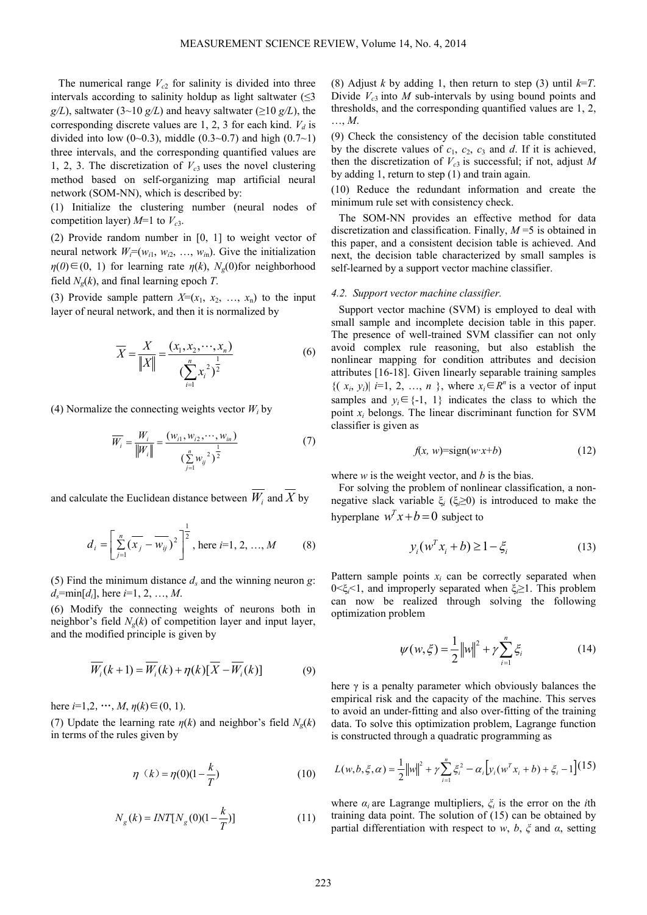The numerical range $V_{c2}$ for salinity is divided into three intervals according to salinity holdup as light saltwater (≤3 *g/L*), saltwater (3~10 *g/L*) and heavy saltwater (≥10 *g/L*), the corresponding discrete values are 1, 2, 3 for each kind. $V_d$ is divided into low (0~0.3), middle (0.3~0.7) and high (0.7~1) three intervals, and the corresponding quantified values are 1, 2, 3. The discretization of $V_{c3}$ uses the novel clustering method based on self-organizing map artificial neural network (SOM-NN), which is described by:

(1) Initialize the clustering number (neural nodes of competition layer) $M$=1 to $V_{c3}$.

(2) Provide random number in [0, 1] to weight vector of neural network $W_i=(w_{i1}, w_{i2}, \ldots, w_{in})$. Give the initialization $\eta(0)\in(0, 1)$ for learning rate $\eta(k)$, $N_g(0)$for neighborhood field $N_g(k)$, and final learning epoch $T$.

(3) Provide sample pattern $X=(x_1, x_2, \ldots, x_n)$ to the input layer of neural network, and then it is normalized by

$$\overline{X} = \frac{X}{\|X\|} = \frac{(x_1, x_2, \cdots, x_n)}{(\sum_{i=1}^{n} x_i^2)^{\frac{1}{2}}} \tag{6}$$

(4) Normalize the connecting weights vector $W_i$ by

$$\overline{W_i} = \frac{W_i}{\|W_i\|} = \frac{(w_{i1}, w_{i2}, \cdots, w_{in})}{(\sum_{j=1}^{n} w_{ij}^2)^{\frac{1}{2}}} \tag{7}$$

and calculate the Euclidean distance between $\overline{W_i}$ and $\overline{X}$ by

$$d_i = \left[ \sum_{j=1}^{n} (\overline{x_j} - \overline{w_{ij}})^2 \right]^{\frac{1}{2}}, \text{ here } i=1, 2, \ldots, M \tag{8}$$

(5) Find the minimum distance $d_s$ and the winning neuron $g$: $d_s=\min[d_i]$, here $i$=1, 2, …, $M$.

(6) Modify the connecting weights of neurons both in neighbor's field $N_g(k)$ of competition layer and input layer, and the modified principle is given by

$$\overline{W_i}(k+1) = \overline{W_i}(k) + \eta(k)[\overline{X} - \overline{W_i}(k)] \tag{9}$$

here $i$=1,2, ⋯, $M$, $\eta(k)\in(0, 1)$.

(7) Update the learning rate $\eta(k)$ and neighbor's field $N_g(k)$ in terms of the rules given by

$$\eta(k) = \eta(0)(1 - \frac{k}{T}) \tag{10}$$

$$N_g(k) = INT[N_g(0)(1 - \frac{k}{T})] \tag{11}$$

(8) Adjust $k$ by adding 1, then return to step (3) until $k=T$. Divide $V_{c3}$ into $M$ sub-intervals by using bound points and thresholds, and the corresponding quantified values are 1, 2, …, $M$.

(9) Check the consistency of the decision table constituted by the discrete values of $c_1$, $c_2$, $c_3$ and $d$. If it is achieved, then the discretization of $V_{c3}$ is successful; if not, adjust $M$ by adding 1, return to step (1) and train again.

(10) Reduce the redundant information and create the minimum rule set with consistency check.

The SOM-NN provides an effective method for data discretization and classification. Finally, $M$ =5 is obtained in this paper, and a consistent decision table is achieved. And next, the decision table characterized by small samples is self-learned by a support vector machine classifier.

### *4.2. Support vector machine classifier.*

Support vector machine (SVM) is employed to deal with small sample and incomplete decision table in this paper. The presence of well-trained SVM classifier can not only avoid complex rule reasoning, but also establish the nonlinear mapping for condition attributes and decision attributes [16-18]. Given linearly separable training samples $\{(x_i, y_i)| i=1, 2, \ldots, n\}$, where $x_i\in R^n$ is a vector of input samples and $y_i\in\{-1, 1\}$ indicates the class to which the point $x_i$ belongs. The linear discriminant function for SVM classifier is given as

$$f(x, w)=\text{sign}(w\cdot x+b) \tag{12}$$

where $w$ is the weight vector, and $b$ is the bias.

For solving the problem of nonlinear classification, a non-negative slack variable $\xi_i$ ($\xi_i\geq0$) is introduced to make the hyperplane $w^T x + b = 0$ subject to

$$y_i(w^T x_i + b) \geq 1 - \xi_i \tag{13}$$

Pattern sample points $x_i$ can be correctly separated when $0<\xi_i<1$, and improperly separated when $\xi_i\geq1$. This problem can now be realized through solving the following optimization problem

$$\psi(w, \xi) = \frac{1}{2}\|w\|^2 + \gamma \sum_{i=1}^{n} \xi_i \tag{14}$$

here γ is a penalty parameter which obviously balances the empirical risk and the capacity of the machine. This serves to avoid an under-fitting and also over-fitting of the training data. To solve this optimization problem, Lagrange function is constructed through a quadratic programming as

$$L(w,b,\xi,\alpha) = \frac{1}{2}\|w\|^2 + \gamma \sum_{i=1}^{n} \xi_i^2 - \alpha_i \left[ y_i(w^T x_i + b) + \xi_i - 1 \right] \tag{15}$$

where $\alpha_i$ are Lagrange multipliers, $\xi_i$ is the error on the $i$th training data point. The solution of (15) can be obtained by partial differentiation with respect to $w$, $b$, $\xi$ and $\alpha$, setting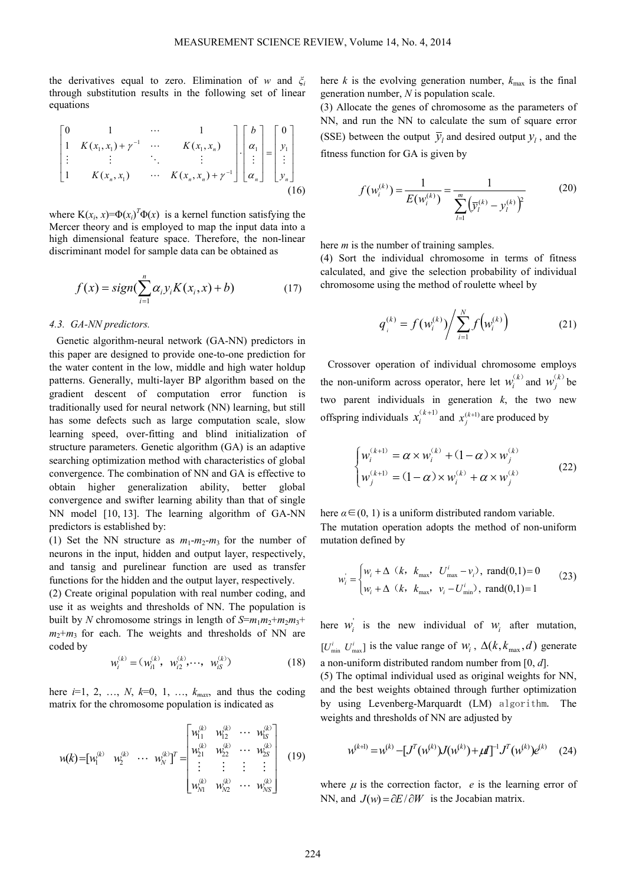the derivatives equal to zero. Elimination of $w$ and $\xi_i$ through substitution results in the following set of linear equations

$$\begin{bmatrix} 0 & 1 & \cdots & 1 \\ 1 & K(x_1,x_1)+\gamma^{-1} & \cdots & K(x_1,x_n) \\ \vdots & \vdots & \ddots & \vdots \\ 1 & K(x_n,x_1) & \cdots & K(x_n,x_n)+\gamma^{-1} \end{bmatrix} \cdot \begin{bmatrix} b \\ \alpha_1 \\ \vdots \\ \alpha_n \end{bmatrix} = \begin{bmatrix} 0 \\ y_1 \\ \vdots \\ y_n \end{bmatrix} \tag{16}$$

where $K(x_i, x)=\Phi(x_i)^T\Phi(x)$ is a kernel function satisfying the Mercer theory and is employed to map the input data into a high dimensional feature space. Therefore, the non-linear discriminant model for sample data can be obtained as

$$f(x) = sign(\sum_{i=1}^{n} \alpha_i y_i K(x_i, x) + b) \tag{17}$$

### 4.3. GA-NN predictors.

Genetic algorithm-neural network (GA-NN) predictors in this paper are designed to provide one-to-one prediction for the water content in the low, middle and high water holdup patterns. Generally, multi-layer BP algorithm based on the gradient descent of computation error function is traditionally used for neural network (NN) learning, but still has some defects such as large computation scale, slow learning speed, over-fitting and blind initialization of structure parameters. Genetic algorithm (GA) is an adaptive searching optimization method with characteristics of global convergence. The combination of NN and GA is effective to obtain higher generalization ability, better global convergence and swifter learning ability than that of single NN model [10, 13]. The learning algorithm of GA-NN predictors is established by:

(1) Set the NN structure as $m_1$-$m_2$-$m_3$ for the number of neurons in the input, hidden and output layer, respectively, and tansig and purelinear function are used as transfer functions for the hidden and the output layer, respectively.

(2) Create original population with real number coding, and use it as weights and thresholds of NN. The population is built by $N$ chromosome strings in length of $S=m_1m_2+m_2m_3+m_2+m_3$ for each. The weights and thresholds of NN are coded by

$$w_i^{(k)} = (w_{i1}^{(k)},\ w_{i2}^{(k)}, \cdots,\ w_{iS}^{(k)}) \tag{18}$$

here $i$=1, 2, …, $N$, $k$=0, 1, …, $k_{max}$, and thus the coding matrix for the chromosome population is indicated as

$$w(k) = [w_1^{(k)} \ \ w_2^{(k)} \ \ \cdots \ \ w_N^{(k)}]^T = \begin{bmatrix} w_{11}^{(k)} & w_{12}^{(k)} & \cdots & w_{1S}^{(k)} \\ w_{21}^{(k)} & w_{22}^{(k)} & \cdots & w_{2S}^{(k)} \\ \vdots & \vdots & \vdots & \vdots \\ w_{N1}^{(k)} & w_{N2}^{(k)} & \cdots & w_{NS}^{(k)} \end{bmatrix} \tag{19}$$

here $k$ is the evolving generation number, $k_{\max}$ is the final generation number, $N$ is population scale.

(3) Allocate the genes of chromosome as the parameters of NN, and run the NN to calculate the sum of square error (SSE) between the output $\overline{y}_l$ and desired output $y_l$, and the fitness function for GA is given by

$$f(w_i^{(k)}) = \frac{1}{E(w_i^{(k)})} = \frac{1}{\sum_{l=1}^{m} \left(\overline{y}_l^{(k)} - y_l^{(k)}\right)^2} \tag{20}$$

here $m$ is the number of training samples.

(4) Sort the individual chromosome in terms of fitness calculated, and give the selection probability of individual chromosome using the method of roulette wheel by

$$q_i^{(k)} = f(w_i^{(k)}) \Big/ \sum_{i=1}^{N} f\left(w_i^{(k)}\right) \tag{21}$$

Crossover operation of individual chromosome employs the non-uniform across operator, here let $w_i^{(k)}$ and $w_j^{(k)}$ be two parent individuals in generation $k$, the two new offspring individuals $x_i^{(k+1)}$ and $x_j^{(k+1)}$ are produced by

$$\begin{cases} w_i^{(k+1)} = \alpha \times w_i^{(k)} + (1-\alpha) \times w_j^{(k)} \\ w_j^{(k+1)} = (1-\alpha) \times w_i^{(k)} + \alpha \times w_j^{(k)} \end{cases} \tag{22}$$

here $\alpha \in (0, 1)$ is a uniform distributed random variable.

The mutation operation adopts the method of non-uniform mutation defined by

$$w_i^{'} = \begin{cases} w_i + \Delta(k,\ k_{\max},\ U_{\max}^i - v_i),\ \mathrm{rand}(0,1) = 0 \\ w_i + \Delta(k,\ k_{\max},\ v_i - U_{\min}^i),\ \mathrm{rand}(0,1) = 1 \end{cases} \tag{23}$$

here $w_i^{'}$ is the new individual of $w_i$ after mutation, $[U_{\min}^i \ U_{\max}^i]$ is the value range of $w_i$, $\Delta(k, k_{\max}, d)$ generate a non-uniform distributed random number from [0, $d$].

(5) The optimal individual used as original weights for NN, and the best weights obtained through further optimization by using Levenberg-Marquardt (LM) algorithm. The weights and thresholds of NN are adjusted by

$$w^{(k+1)} = w^{(k)} - [J^T(w^{(k)})J(w^{(k)}) + \mu I]^{-1} J^T(w^{(k)}) e^{(k)} \tag{24}$$

where $\mu$ is the correction factor, $e$ is the learning error of NN, and $J(w) = \partial E / \partial W$ is the Jocabian matrix.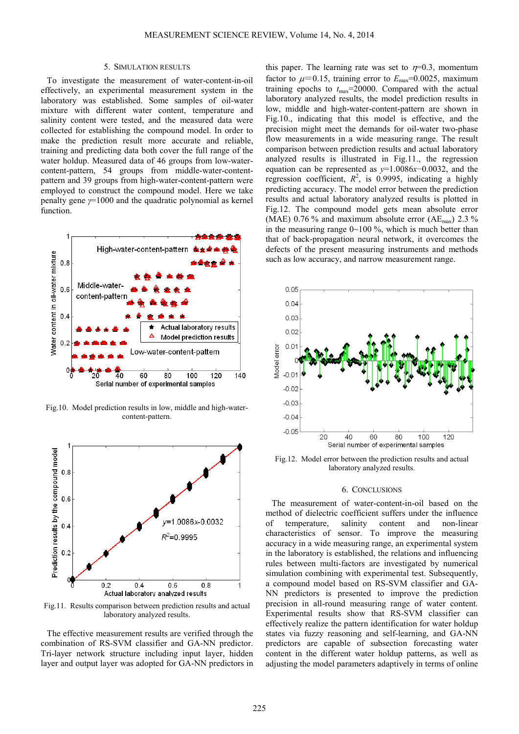## 5. Simulation Results

To investigate the measurement of water-content-in-oil effectively, an experimental measurement system in the laboratory was established. Some samples of oil-water mixture with different water content, temperature and salinity content were tested, and the measured data were collected for establishing the compound model. In order to make the prediction result more accurate and reliable, training and predicting data both cover the full range of the water holdup. Measured data of 46 groups from low-water-content-pattern, 54 groups from middle-water-content-pattern and 39 groups from high-water-content-pattern were employed to construct the compound model. Here we take penalty gene $\gamma$=1000 and the quadratic polynomial as kernel function.

Fig.10. Model prediction results in low, middle and high-water-content-pattern.

Fig.11. Results comparison between prediction results and actual laboratory analyzed results.

The effective measurement results are verified through the combination of RS-SVM classifier and GA-NN predictor. Tri-layer network structure including input layer, hidden layer and output layer was adopted for GA-NN predictors in this paper. The learning rate was set to $\eta$=0.3, momentum factor to $\mu$=0.15, training error to $E_{max}$=0.0025, maximum training epochs to $t_{max}$=20000. Compared with the actual laboratory analyzed results, the model prediction results in low, middle and high-water-content-pattern are shown in Fig.10., indicating that this model is effective, and the precision might meet the demands for oil-water two-phase flow measurements in a wide measuring range. The result comparison between prediction results and actual laboratory analyzed results is illustrated in Fig.11., the regression equation can be represented as $y$=1.0086$x$−0.0032, and the regression coefficient, $R^2$, is 0.9995, indicating a highly predicting accuracy. The model error between the prediction results and actual laboratory analyzed results is plotted in Fig.12. The compound model gets mean absolute error (MAE) 0.76 % and maximum absolute error ($AE_{max}$) 2.3 % in the measuring range 0~100 %, which is much better than that of back-propagation neural network, it overcomes the defects of the present measuring instruments and methods such as low accuracy, and narrow measurement range.

Fig.12. Model error between the prediction results and actual laboratory analyzed results.

## 6. Conclusions

The measurement of water-content-in-oil based on the method of dielectric coefficient suffers under the influence of temperature, salinity content and non-linear characteristics of sensor. To improve the measuring accuracy in a wide measuring range, an experimental system in the laboratory is established, the relations and influencing rules between multi-factors are investigated by numerical simulation combining with experimental test. Subsequently, a compound model based on RS-SVM classifier and GA-NN predictors is presented to improve the prediction precision in all-round measuring range of water content. Experimental results show that RS-SVM classifier can effectively realize the pattern identification for water holdup states via fuzzy reasoning and self-learning, and GA-NN predictors are capable of subsection forecasting water content in the different water holdup patterns, as well as adjusting the model parameters adaptively in terms of online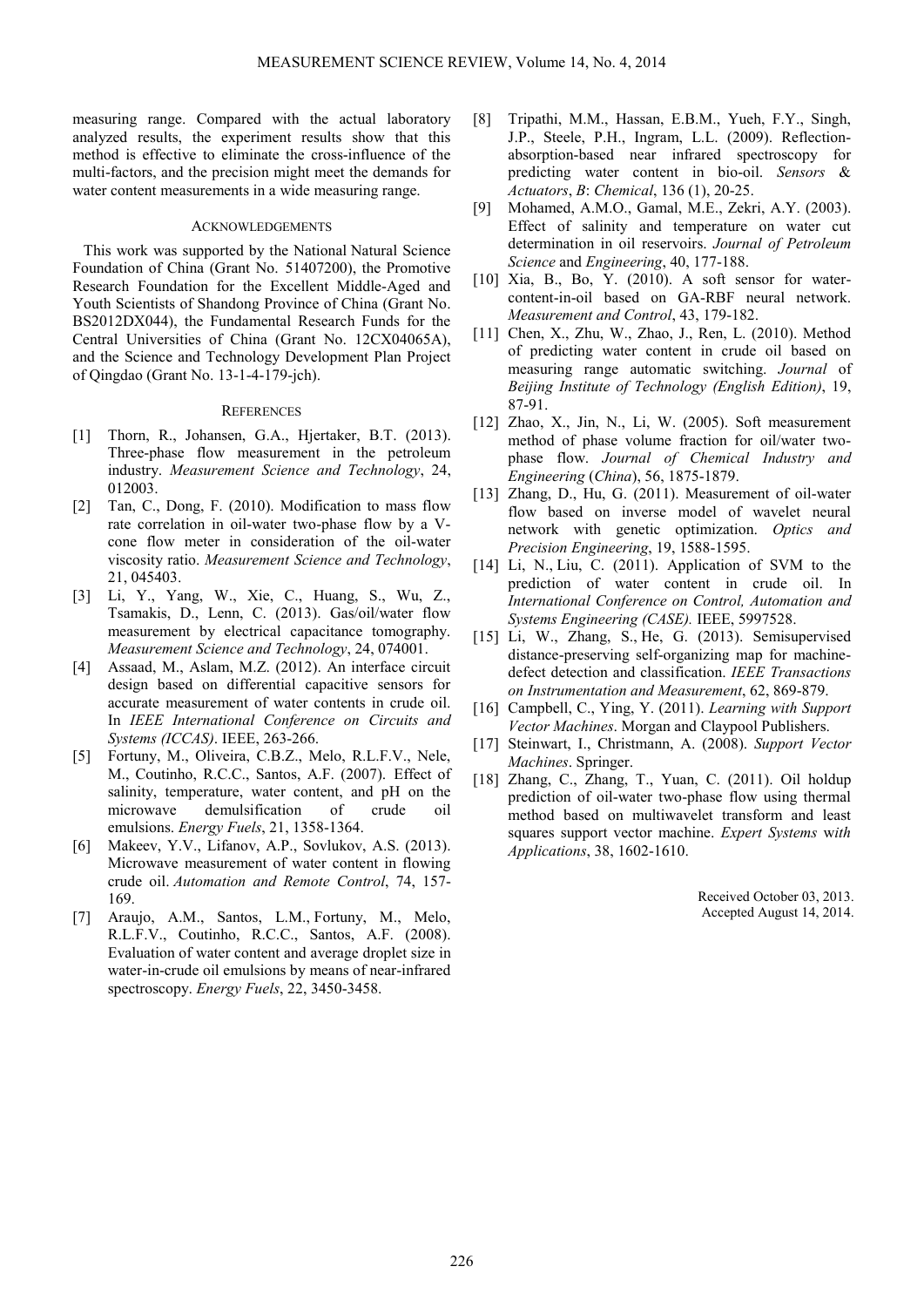measuring range. Compared with the actual laboratory analyzed results, the experiment results show that this method is effective to eliminate the cross-influence of the multi-factors, and the precision might meet the demands for water content measurements in a wide measuring range.

## ACKNOWLEDGEMENTS

This work was supported by the National Natural Science Foundation of China (Grant No. 51407200), the Promotive Research Foundation for the Excellent Middle-Aged and Youth Scientists of Shandong Province of China (Grant No. BS2012DX044), the Fundamental Research Funds for the Central Universities of China (Grant No. 12CX04065A), and the Science and Technology Development Plan Project of Qingdao (Grant No. 13-1-4-179-jch).

## REFERENCES

[1] Thorn, R., Johansen, G.A., Hjertaker, B.T. (2013). Three-phase flow measurement in the petroleum industry. *Measurement Science and Technology*, 24, 012003.

[2] Tan, C., Dong, F. (2010). Modification to mass flow rate correlation in oil-water two-phase flow by a V-cone flow meter in consideration of the oil-water viscosity ratio. *Measurement Science and Technology*, 21, 045403.

[3] Li, Y., Yang, W., Xie, C., Huang, S., Wu, Z., Tsamakis, D., Lenn, C. (2013). Gas/oil/water flow measurement by electrical capacitance tomography. *Measurement Science and Technology*, 24, 074001.

[4] Assaad, M., Aslam, M.Z. (2012). An interface circuit design based on differential capacitive sensors for accurate measurement of water contents in crude oil. In *IEEE International Conference on Circuits and Systems (ICCAS)*. IEEE, 263-266.

[5] Fortuny, M., Oliveira, C.B.Z., Melo, R.L.F.V., Nele, M., Coutinho, R.C.C., Santos, A.F. (2007). Effect of salinity, temperature, water content, and pH on the microwave demulsification of crude oil emulsions. *Energy Fuels*, 21, 1358-1364.

[6] Makeev, Y.V., Lifanov, A.P., Sovlukov, A.S. (2013). Microwave measurement of water content in flowing crude oil. *Automation and Remote Control*, 74, 157-169.

[7] Araujo, A.M., Santos, L.M., Fortuny, M., Melo, R.L.F.V., Coutinho, R.C.C., Santos, A.F. (2008). Evaluation of water content and average droplet size in water-in-crude oil emulsions by means of near-infrared spectroscopy. *Energy Fuels*, 22, 3450-3458.

[8] Tripathi, M.M., Hassan, E.B.M., Yueh, F.Y., Singh, J.P., Steele, P.H., Ingram, L.L. (2009). Reflection-absorption-based near infrared spectroscopy for predicting water content in bio-oil. *Sensors & Actuators*, *B*: *Chemical*, 136 (1), 20-25.

[9] Mohamed, A.M.O., Gamal, M.E., Zekri, A.Y. (2003). Effect of salinity and temperature on water cut determination in oil reservoirs. *Journal of Petroleum Science* and *Engineering*, 40, 177-188.

[10] Xia, B., Bo, Y. (2010). A soft sensor for water-content-in-oil based on GA-RBF neural network. *Measurement and Control*, 43, 179-182.

[11] Chen, X., Zhu, W., Zhao, J., Ren, L. (2010). Method of predicting water content in crude oil based on measuring range automatic switching. *Journal* of *Beijing Institute of Technology (English Edition)*, 19, 87-91.

[12] Zhao, X., Jin, N., Li, W. (2005). Soft measurement method of phase volume fraction for oil/water two-phase flow. *Journal of Chemical Industry and Engineering* (*China*), 56, 1875-1879.

[13] Zhang, D., Hu, G. (2011). Measurement of oil-water flow based on inverse model of wavelet neural network with genetic optimization. *Optics and Precision Engineering*, 19, 1588-1595.

[14] Li, N., Liu, C. (2011). Application of SVM to the prediction of water content in crude oil. In *International Conference on Control, Automation and Systems Engineering (CASE).* IEEE, 5997528.

[15] Li, W., Zhang, S., He, G. (2013). Semisupervised distance-preserving self-organizing map for machine-defect detection and classification. *IEEE Transactions on Instrumentation and Measurement*, 62, 869-879.

[16] Campbell, C., Ying, Y. (2011). *Learning with Support Vector Machines*. Morgan and Claypool Publishers.

[17] Steinwart, I., Christmann, A. (2008). *Support Vector Machines*. Springer.

[18] Zhang, C., Zhang, T., Yuan, C. (2011). Oil holdup prediction of oil-water two-phase flow using thermal method based on multiwavelet transform and least squares support vector machine. *Expert Systems with Applications*, 38, 1602-1610.

Received October 03, 2013.
Accepted August 14, 2014.